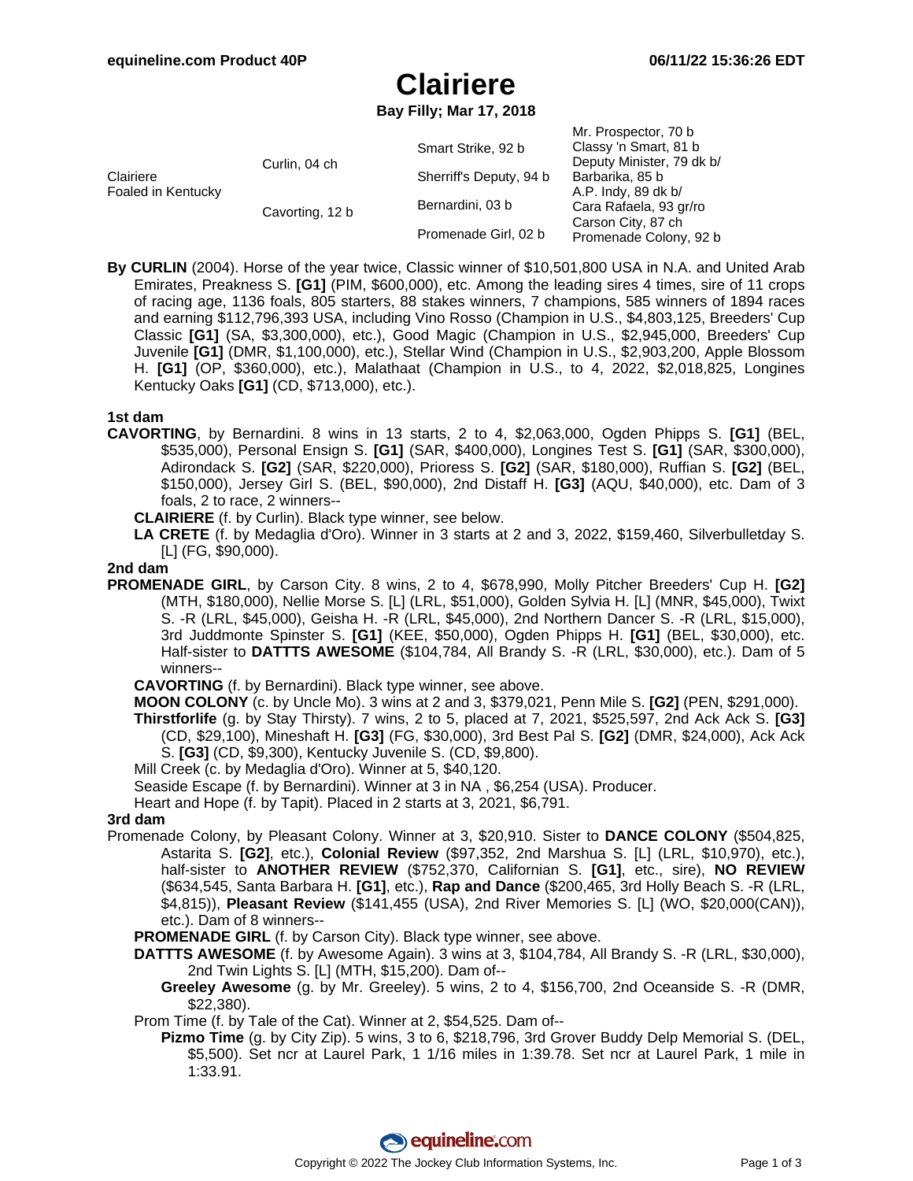# Clairiere

**Bay Filly; Mar 17, 2018**

| | | | |
|---|---|---|---|
| Clairiere Foaled in Kentucky | Curlin, 04 ch | Smart Strike, 92 b | Mr. Prospector, 70 b |
| | | | Classy 'n Smart, 81 b |
| | | Sherriff's Deputy, 94 b | Deputy Minister, 79 dk b/ |
| | | | Barbarika, 85 b |
| | Cavorting, 12 b | Bernardini, 03 b | A.P. Indy, 89 dk b/ |
| | | | Cara Rafaela, 93 gr/ro |
| | | Promenade Girl, 02 b | Carson City, 87 ch |
| | | | Promenade Colony, 92 b |

**By CURLIN** (2004). Horse of the year twice, Classic winner of $10,501,800 USA in N.A. and United Arab Emirates, Preakness S. **[G1]** (PIM, $600,000), etc. Among the leading sires 4 times, sire of 11 crops of racing age, 1136 foals, 805 starters, 88 stakes winners, 7 champions, 585 winners of 1894 races and earning $112,796,393 USA, including Vino Rosso (Champion in U.S., $4,803,125, Breeders' Cup Classic **[G1]** (SA, $3,300,000), etc.), Good Magic (Champion in U.S., $2,945,000, Breeders' Cup Juvenile **[G1]** (DMR, $1,100,000), etc.), Stellar Wind (Champion in U.S., $2,903,200, Apple Blossom H. **[G1]** (OP, $360,000), etc.), Malathaat (Champion in U.S., to 4, 2022, $2,018,825, Longines Kentucky Oaks **[G1]** (CD, $713,000), etc.).

### 1st dam

**CAVORTING**, by Bernardini. 8 wins in 13 starts, 2 to 4, $2,063,000, Ogden Phipps S. **[G1]** (BEL, $535,000), Personal Ensign S. **[G1]** (SAR, $400,000), Longines Test S. **[G1]** (SAR, $300,000), Adirondack S. **[G2]** (SAR, $220,000), Prioress S. **[G2]** (SAR, $180,000), Ruffian S. **[G2]** (BEL, $150,000), Jersey Girl S. (BEL, $90,000), 2nd Distaff H. **[G3]** (AQU, $40,000), etc. Dam of 3 foals, 2 to race, 2 winners--

- **CLAIRIERE** (f. by Curlin). Black type winner, see below.
- **LA CRETE** (f. by Medaglia d'Oro). Winner in 3 starts at 2 and 3, 2022, $159,460, Silverbulletday S. [L] (FG, $90,000).

### 2nd dam

**PROMENADE GIRL**, by Carson City. 8 wins, 2 to 4, $678,990, Molly Pitcher Breeders' Cup H. **[G2]** (MTH, $180,000), Nellie Morse S. [L] (LRL, $51,000), Golden Sylvia H. [L] (MNR, $45,000), Twixt S. -R (LRL, $45,000), Geisha H. -R (LRL, $45,000), 2nd Northern Dancer S. -R (LRL, $15,000), 3rd Juddmonte Spinster S. **[G1]** (KEE, $50,000), Ogden Phipps H. **[G1]** (BEL, $30,000), etc. Half-sister to **DATTTS AWESOME** ($104,784, All Brandy S. -R (LRL, $30,000), etc.). Dam of 5 winners--

- **CAVORTING** (f. by Bernardini). Black type winner, see above.
- **MOON COLONY** (c. by Uncle Mo). 3 wins at 2 and 3, $379,021, Penn Mile S. **[G2]** (PEN, $291,000).
- **Thirstforlife** (g. by Stay Thirsty). 7 wins, 2 to 5, placed at 7, 2021, $525,597, 2nd Ack Ack S. **[G3]** (CD, $29,100), Mineshaft H. **[G3]** (FG, $30,000), 3rd Best Pal S. **[G2]** (DMR, $24,000), Ack Ack S. **[G3]** (CD, $9,300), Kentucky Juvenile S. (CD, $9,800).
- Mill Creek (c. by Medaglia d'Oro). Winner at 5, $40,120.
- Seaside Escape (f. by Bernardini). Winner at 3 in NA , $6,254 (USA). Producer.
- Heart and Hope (f. by Tapit). Placed in 2 starts at 3, 2021, $6,791.

### 3rd dam

Promenade Colony, by Pleasant Colony. Winner at 3, $20,910. Sister to **DANCE COLONY** ($504,825, Astarita S. **[G2]**, etc.), **Colonial Review** ($97,352, 2nd Marshua S. [L] (LRL, $10,970), etc.), half-sister to **ANOTHER REVIEW** ($752,370, Californian S. **[G1]**, etc., sire), **NO REVIEW** ($634,545, Santa Barbara H. **[G1]**, etc.), **Rap and Dance** ($200,465, 3rd Holly Beach S. -R (LRL, $4,815)), **Pleasant Review** ($141,455 (USA), 2nd River Memories S. [L] (WO, $20,000(CAN)), etc.). Dam of 8 winners--

- **PROMENADE GIRL** (f. by Carson City). Black type winner, see above.
- **DATTTS AWESOME** (f. by Awesome Again). 3 wins at 3, $104,784, All Brandy S. -R (LRL, $30,000), 2nd Twin Lights S. [L] (MTH, $15,200). Dam of--
  - **Greeley Awesome** (g. by Mr. Greeley). 5 wins, 2 to 4, $156,700, 2nd Oceanside S. -R (DMR, $22,380).
- Prom Time (f. by Tale of the Cat). Winner at 2, $54,525. Dam of--
  - **Pizmo Time** (g. by City Zip). 5 wins, 3 to 6, $218,796, 3rd Grover Buddy Delp Memorial S. (DEL, $5,500). Set ncr at Laurel Park, 1 1/16 miles in 1:39.78. Set ncr at Laurel Park, 1 mile in 1:33.91.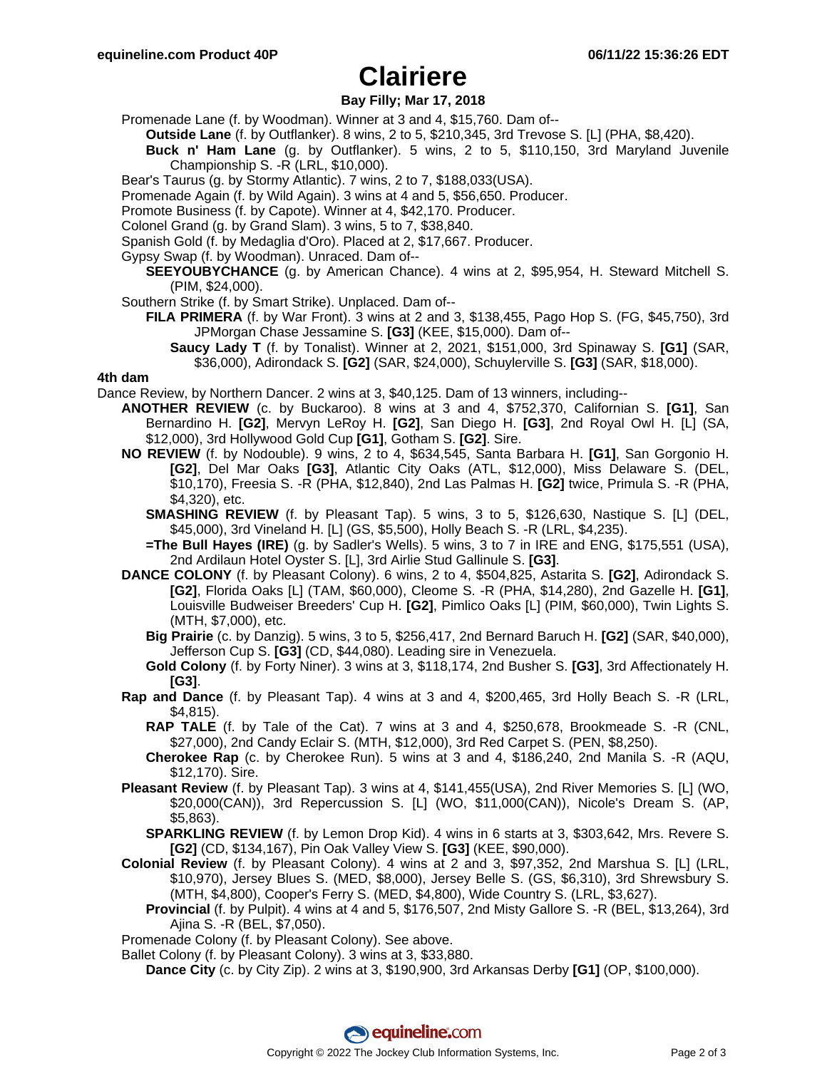# Clairiere

**Bay Filly; Mar 17, 2018**

Promenade Lane (f. by Woodman). Winner at 3 and 4, $15,760. Dam of--

- **Outside Lane** (f. by Outflanker). 8 wins, 2 to 5, $210,345, 3rd Trevose S. [L] (PHA, $8,420).
- **Buck n' Ham Lane** (g. by Outflanker). 5 wins, 2 to 5, $110,150, 3rd Maryland Juvenile Championship S. -R (LRL, $10,000).

Bear's Taurus (g. by Stormy Atlantic). 7 wins, 2 to 7, $188,033(USA).

Promenade Again (f. by Wild Again). 3 wins at 4 and 5, $56,650. Producer.

Promote Business (f. by Capote). Winner at 4, $42,170. Producer.

Colonel Grand (g. by Grand Slam). 3 wins, 5 to 7, $38,840.

Spanish Gold (f. by Medaglia d'Oro). Placed at 2, $17,667. Producer.

Gypsy Swap (f. by Woodman). Unraced. Dam of--

- **SEEYOUBYCHANCE** (g. by American Chance). 4 wins at 2, $95,954, H. Steward Mitchell S. (PIM, $24,000).

Southern Strike (f. by Smart Strike). Unplaced. Dam of--

- **FILA PRIMERA** (f. by War Front). 3 wins at 2 and 3, $138,455, Pago Hop S. (FG, $45,750), 3rd JPMorgan Chase Jessamine S. **[G3]** (KEE, $15,000). Dam of--
  - **Saucy Lady T** (f. by Tonalist). Winner at 2, 2021, $151,000, 3rd Spinaway S. **[G1]** (SAR, $36,000), Adirondack S. **[G2]** (SAR, $24,000), Schuylerville S. **[G3]** (SAR, $18,000).

### 4th dam

Dance Review, by Northern Dancer. 2 wins at 3, $40,125. Dam of 13 winners, including--

- **ANOTHER REVIEW** (c. by Buckaroo). 8 wins at 3 and 4, $752,370, Californian S. **[G1]**, San Bernardino H. **[G2]**, Mervyn LeRoy H. **[G2]**, San Diego H. **[G3]**, 2nd Royal Owl H. [L] (SA, $12,000), 3rd Hollywood Gold Cup **[G1]**, Gotham S. **[G2]**. Sire.
- **NO REVIEW** (f. by Nodouble). 9 wins, 2 to 4, $634,545, Santa Barbara H. **[G1]**, San Gorgonio H. **[G2]**, Del Mar Oaks **[G3]**, Atlantic City Oaks (ATL, $12,000), Miss Delaware S. (DEL, $10,170), Freesia S. -R (PHA, $12,840), 2nd Las Palmas H. **[G2]** twice, Primula S. -R (PHA, $4,320), etc.
  - **SMASHING REVIEW** (f. by Pleasant Tap). 5 wins, 3 to 5, $126,630, Nastique S. [L] (DEL, $45,000), 3rd Vineland H. [L] (GS, $5,500), Holly Beach S. -R (LRL, $4,235).
  - **=The Bull Hayes (IRE)** (g. by Sadler's Wells). 5 wins, 3 to 7 in IRE and ENG, $175,551 (USA), 2nd Ardilaun Hotel Oyster S. [L], 3rd Airlie Stud Gallinule S. **[G3]**.
- **DANCE COLONY** (f. by Pleasant Colony). 6 wins, 2 to 4, $504,825, Astarita S. **[G2]**, Adirondack S. **[G2]**, Florida Oaks [L] (TAM, $60,000), Cleome S. -R (PHA, $14,280), 2nd Gazelle H. **[G1]**, Louisville Budweiser Breeders' Cup H. **[G2]**, Pimlico Oaks [L] (PIM, $60,000), Twin Lights S. (MTH, $7,000), etc.
  - **Big Prairie** (c. by Danzig). 5 wins, 3 to 5, $256,417, 2nd Bernard Baruch H. **[G2]** (SAR, $40,000), Jefferson Cup S. **[G3]** (CD, $44,080). Leading sire in Venezuela.
  - **Gold Colony** (f. by Forty Niner). 3 wins at 3, $118,174, 2nd Busher S. **[G3]**, 3rd Affectionately H. **[G3]**.
- **Rap and Dance** (f. by Pleasant Tap). 4 wins at 3 and 4, $200,465, 3rd Holly Beach S. -R (LRL, $4,815).
  - **RAP TALE** (f. by Tale of the Cat). 7 wins at 3 and 4, $250,678, Brookmeade S. -R (CNL, $27,000), 2nd Candy Eclair S. (MTH, $12,000), 3rd Red Carpet S. (PEN, $8,250).
  - **Cherokee Rap** (c. by Cherokee Run). 5 wins at 3 and 4, $186,240, 2nd Manila S. -R (AQU, $12,170). Sire.
- **Pleasant Review** (f. by Pleasant Tap). 3 wins at 4, $141,455(USA), 2nd River Memories S. [L] (WO, $20,000(CAN)), 3rd Repercussion S. [L] (WO, $11,000(CAN)), Nicole's Dream S. (AP, $5,863).
  - **SPARKLING REVIEW** (f. by Lemon Drop Kid). 4 wins in 6 starts at 3, $303,642, Mrs. Revere S. **[G2]** (CD, $134,167), Pin Oak Valley View S. **[G3]** (KEE, $90,000).
- **Colonial Review** (f. by Pleasant Colony). 4 wins at 2 and 3, $97,352, 2nd Marshua S. [L] (LRL, $10,970), Jersey Blues S. (MED, $8,000), Jersey Belle S. (GS, $6,310), 3rd Shrewsbury S. (MTH, $4,800), Cooper's Ferry S. (MED, $4,800), Wide Country S. (LRL, $3,627).
  - **Provincial** (f. by Pulpit). 4 wins at 4 and 5, $176,507, 2nd Misty Gallore S. -R (BEL, $13,264), 3rd Ajina S. -R (BEL, $7,050).
- Promenade Colony (f. by Pleasant Colony). See above.
- Ballet Colony (f. by Pleasant Colony). 3 wins at 3, $33,880.
  - **Dance City** (c. by City Zip). 2 wins at 3, $190,900, 3rd Arkansas Derby **[G1]** (OP, $100,000).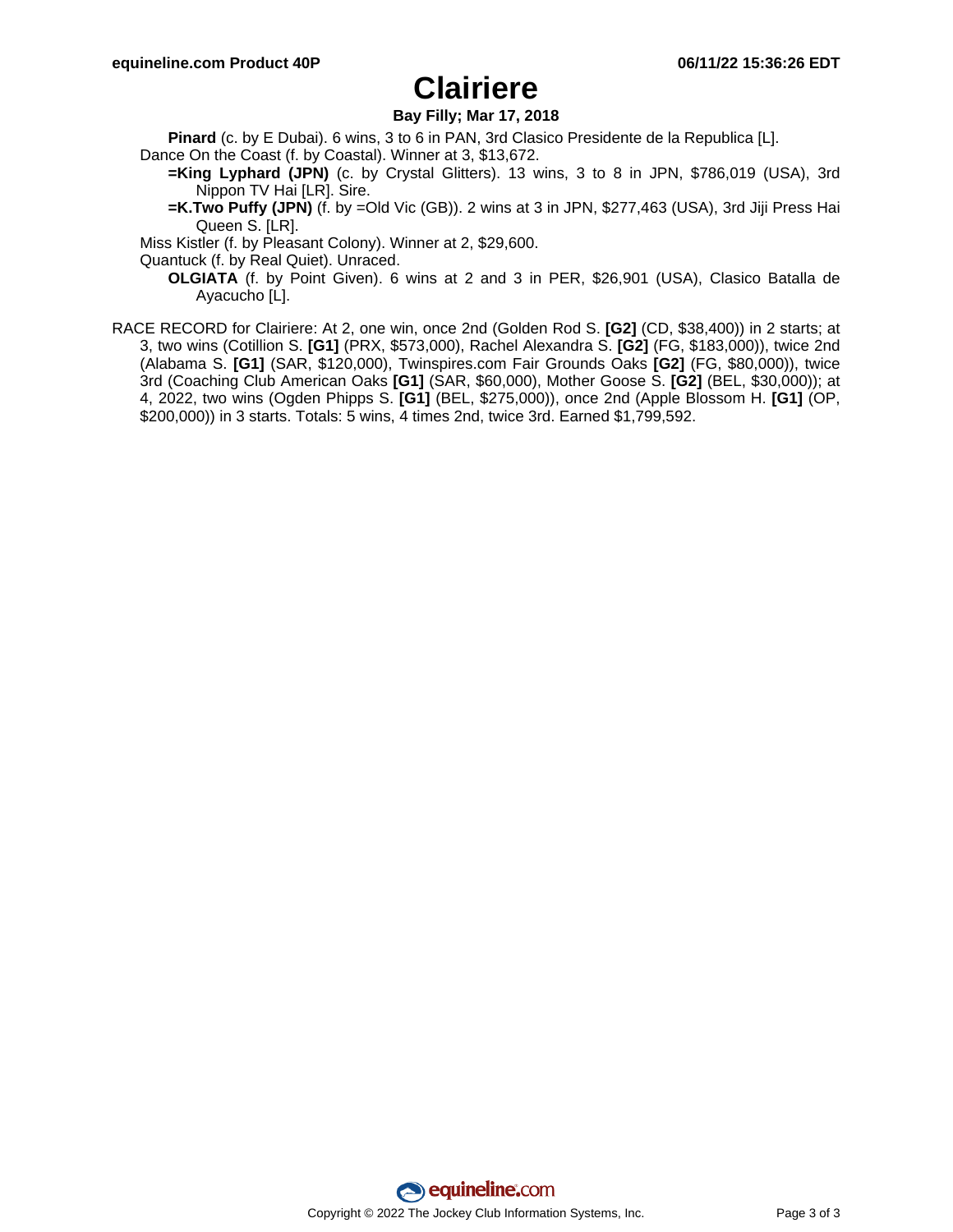# Clairiere

**Bay Filly; Mar 17, 2018**

**Pinard** (c. by E Dubai). 6 wins, 3 to 6 in PAN, 3rd Clasico Presidente de la Republica [L].

Dance On the Coast (f. by Coastal). Winner at 3, $13,672.

**=King Lyphard (JPN)** (c. by Crystal Glitters). 13 wins, 3 to 8 in JPN, $786,019 (USA), 3rd Nippon TV Hai [LR]. Sire.

**=K.Two Puffy (JPN)** (f. by =Old Vic (GB)). 2 wins at 3 in JPN, $277,463 (USA), 3rd Jiji Press Hai Queen S. [LR].

Miss Kistler (f. by Pleasant Colony). Winner at 2, $29,600.

Quantuck (f. by Real Quiet). Unraced.

**OLGIATA** (f. by Point Given). 6 wins at 2 and 3 in PER, $26,901 (USA), Clasico Batalla de Ayacucho [L].

RACE RECORD for Clairiere: At 2, one win, once 2nd (Golden Rod S. **[G2]** (CD, $38,400)) in 2 starts; at 3, two wins (Cotillion S. **[G1]** (PRX, $573,000), Rachel Alexandra S. **[G2]** (FG, $183,000)), twice 2nd (Alabama S. **[G1]** (SAR, $120,000), Twinspires.com Fair Grounds Oaks **[G2]** (FG, $80,000)), twice 3rd (Coaching Club American Oaks **[G1]** (SAR, $60,000), Mother Goose S. **[G2]** (BEL, $30,000)); at 4, 2022, two wins (Ogden Phipps S. **[G1]** (BEL, $275,000)), once 2nd (Apple Blossom H. **[G1]** (OP, $200,000)) in 3 starts. Totals: 5 wins, 4 times 2nd, twice 3rd. Earned $1,799,592.